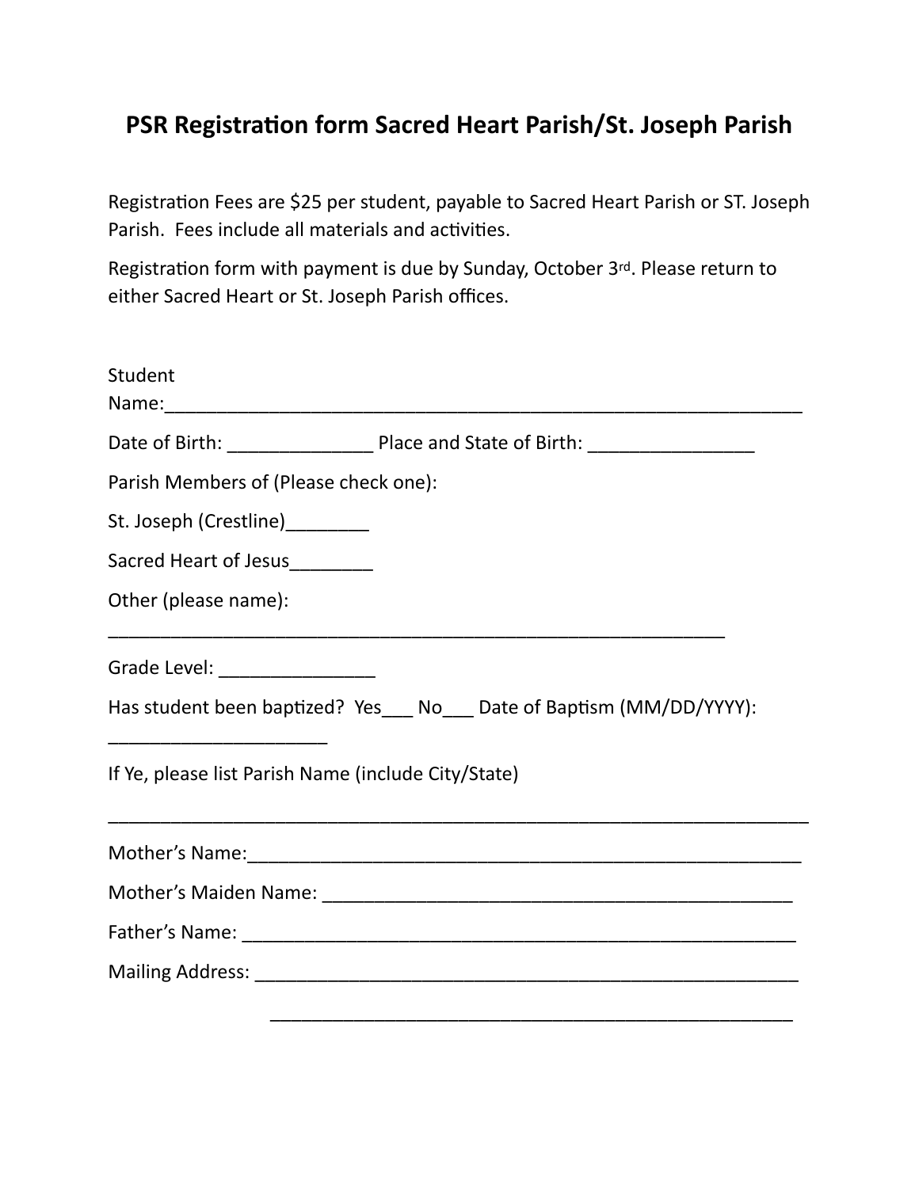# PSR Registration form Sacred Heart Parish/St. Joseph Parish

Registration Fees are $25 per student, payable to Sacred Heart Parish or ST. Joseph Parish. Fees include all materials and activities.

Registration form with payment is due by Sunday, October 3rd. Please return to either Sacred Heart or St. Joseph Parish offices.

Student Name:_________________________________________________________________

Date of Birth: ______________ Place and State of Birth: ________________

Parish Members of (Please check one):

St. Joseph (Crestline)________

Sacred Heart of Jesus________

Other (please name):

_____________________________________________________________

Grade Level: _______________

Has student been baptized? Yes___ No___ Date of Baptism (MM/DD/YYYY): _____________________

If Ye, please list Parish Name (include City/State)

__________________________________________________________________

Mother's Name:_____________________________________________________

Mother's Maiden Name: _____________________________________________

Father's Name: _____________________________________________________

Mailing Address: ___________________________________________________

__________________________________________________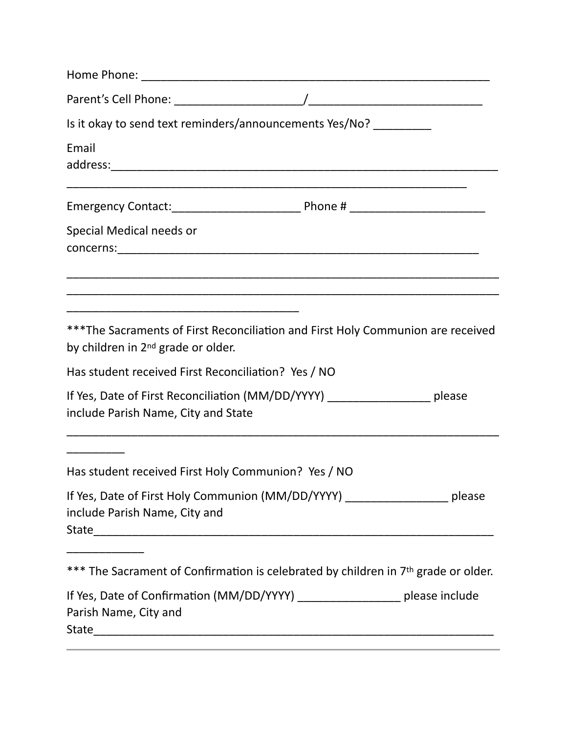Home Phone: ___________________________________________________________

Parent's Cell Phone: ____________________/____________________________

Is it okay to send text reminders/announcements Yes/No? _________

Email address:_________________________________________________________________

___________________________________________________________________

Emergency Contact:_____________________ Phone # ______________________

Special Medical needs or concerns:_____________________________________________________________

______________________________________________________________________

______________________________________________________________________

______________________________________

***The Sacraments of First Reconciliation and First Holy Communion are received by children in 2nd grade or older.

Has student received First Reconciliation? Yes / NO

If Yes, Date of First Reconciliation (MM/DD/YYYY) ________________ please include Parish Name, City and State

______________________________________________________________________

_________

Has student received First Holy Communion? Yes / NO

If Yes, Date of First Holy Communion (MM/DD/YYYY) ________________ please include Parish Name, City and State_________________________________________________________________

____________

*** The Sacrament of Confirmation is celebrated by children in 7th grade or older.

If Yes, Date of Confirmation (MM/DD/YYYY) ________________ please include Parish Name, City and State_________________________________________________________________

---